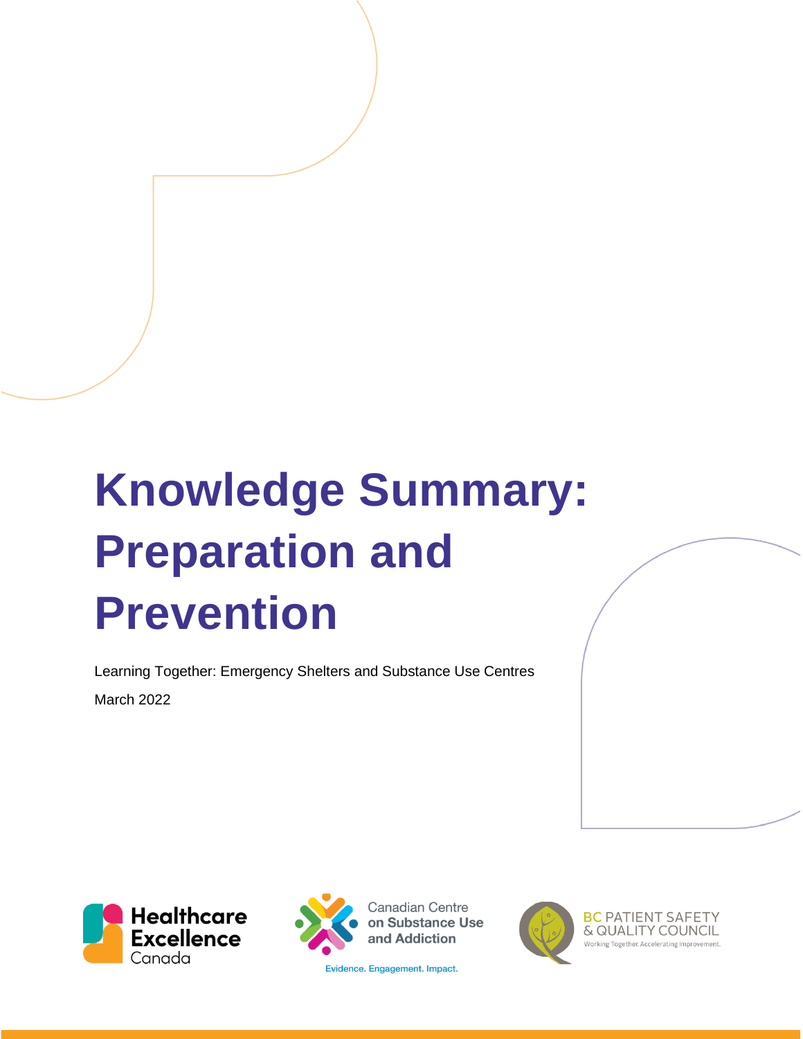# Knowledge Summary: Preparation and Prevention

Learning Together: Emergency Shelters and Substance Use Centres

March 2022

Healthcare Excellence Canada

Canadian Centre on Substance Use and Addiction

Evidence. Engagement. Impact.

BC PATIENT SAFETY & QUALITY COUNCIL

Working Together. Accelerating Improvement.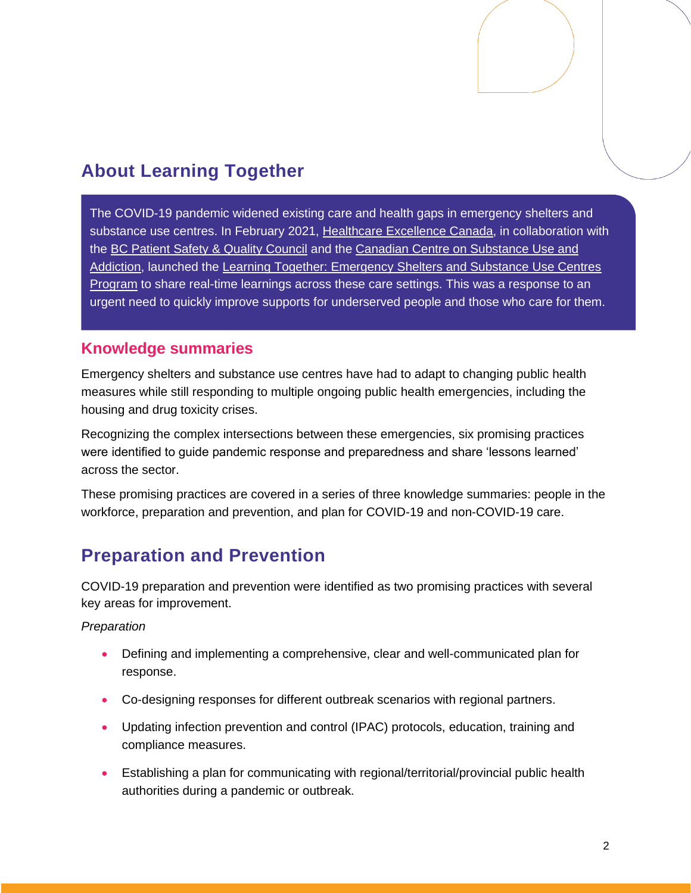## About Learning Together

The COVID-19 pandemic widened existing care and health gaps in emergency shelters and substance use centres. In February 2021, Healthcare Excellence Canada, in collaboration with the BC Patient Safety & Quality Council and the Canadian Centre on Substance Use and Addiction, launched the Learning Together: Emergency Shelters and Substance Use Centres Program to share real-time learnings across these care settings. This was a response to an urgent need to quickly improve supports for underserved people and those who care for them.

### Knowledge summaries

Emergency shelters and substance use centres have had to adapt to changing public health measures while still responding to multiple ongoing public health emergencies, including the housing and drug toxicity crises.

Recognizing the complex intersections between these emergencies, six promising practices were identified to guide pandemic response and preparedness and share 'lessons learned' across the sector.

These promising practices are covered in a series of three knowledge summaries: people in the workforce, preparation and prevention, and plan for COVID-19 and non-COVID-19 care.

## Preparation and Prevention

COVID-19 preparation and prevention were identified as two promising practices with several key areas for improvement.

*Preparation*

- Defining and implementing a comprehensive, clear and well-communicated plan for response.
- Co-designing responses for different outbreak scenarios with regional partners.
- Updating infection prevention and control (IPAC) protocols, education, training and compliance measures.
- Establishing a plan for communicating with regional/territorial/provincial public health authorities during a pandemic or outbreak.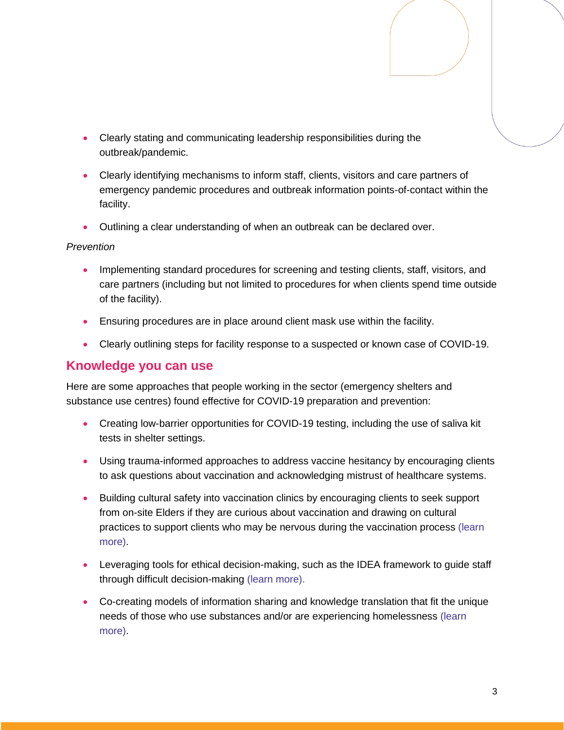- Clearly stating and communicating leadership responsibilities during the outbreak/pandemic.
- Clearly identifying mechanisms to inform staff, clients, visitors and care partners of emergency pandemic procedures and outbreak information points-of-contact within the facility.
- Outlining a clear understanding of when an outbreak can be declared over.

*Prevention*

- Implementing standard procedures for screening and testing clients, staff, visitors, and care partners (including but not limited to procedures for when clients spend time outside of the facility).
- Ensuring procedures are in place around client mask use within the facility.
- Clearly outlining steps for facility response to a suspected or known case of COVID-19.

## Knowledge you can use

Here are some approaches that people working in the sector (emergency shelters and substance use centres) found effective for COVID-19 preparation and prevention:

- Creating low-barrier opportunities for COVID-19 testing, including the use of saliva kit tests in shelter settings.
- Using trauma-informed approaches to address vaccine hesitancy by encouraging clients to ask questions about vaccination and acknowledging mistrust of healthcare systems.
- Building cultural safety into vaccination clinics by encouraging clients to seek support from on-site Elders if they are curious about vaccination and drawing on cultural practices to support clients who may be nervous during the vaccination process (learn more).
- Leveraging tools for ethical decision-making, such as the IDEA framework to guide staff through difficult decision-making (learn more).
- Co-creating models of information sharing and knowledge translation that fit the unique needs of those who use substances and/or are experiencing homelessness (learn more).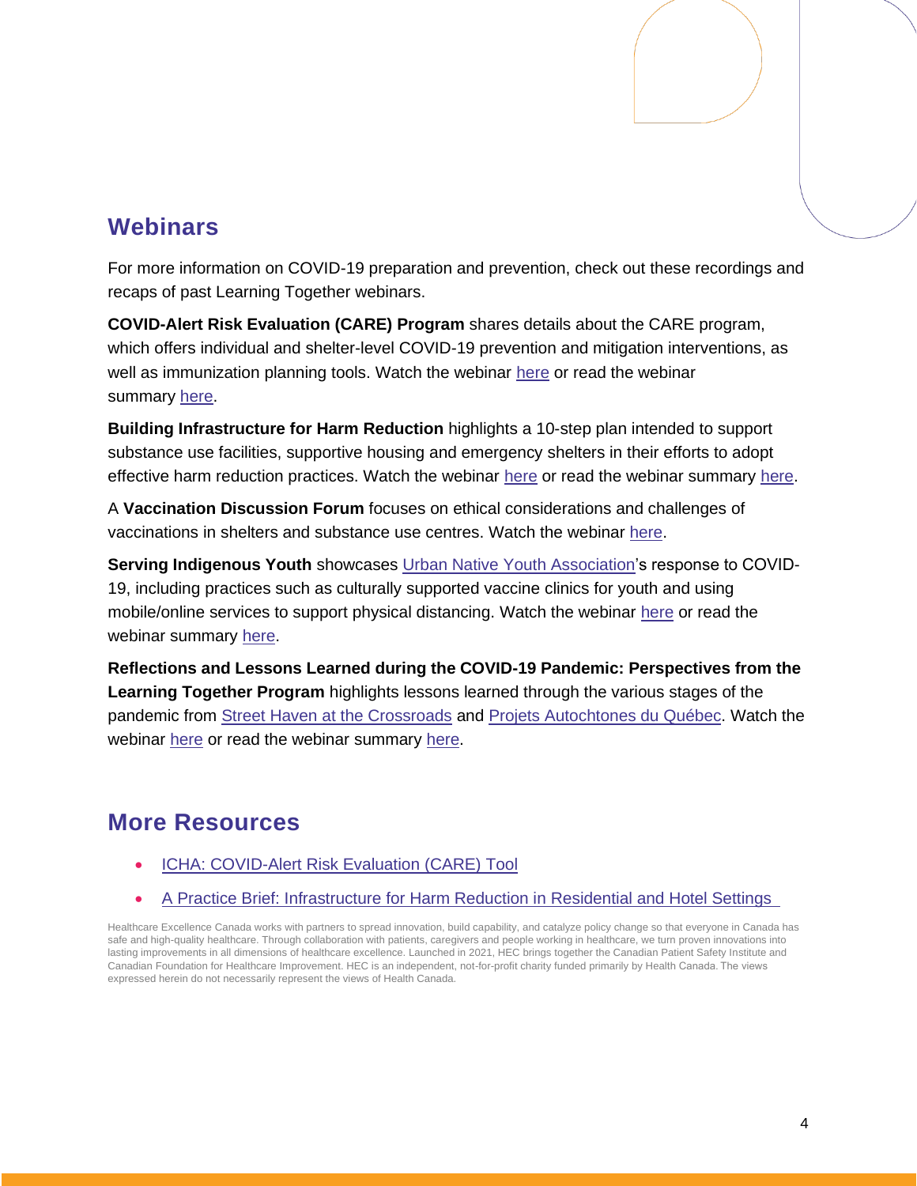## Webinars

For more information on COVID-19 preparation and prevention, check out these recordings and recaps of past Learning Together webinars.

**COVID-Alert Risk Evaluation (CARE) Program** shares details about the CARE program, which offers individual and shelter-level COVID-19 prevention and mitigation interventions, as well as immunization planning tools. Watch the webinar here or read the webinar summary here.

**Building Infrastructure for Harm Reduction** highlights a 10-step plan intended to support substance use facilities, supportive housing and emergency shelters in their efforts to adopt effective harm reduction practices. Watch the webinar here or read the webinar summary here.

A **Vaccination Discussion Forum** focuses on ethical considerations and challenges of vaccinations in shelters and substance use centres. Watch the webinar here.

**Serving Indigenous Youth** showcases Urban Native Youth Association's response to COVID-19, including practices such as culturally supported vaccine clinics for youth and using mobile/online services to support physical distancing. Watch the webinar here or read the webinar summary here.

**Reflections and Lessons Learned during the COVID-19 Pandemic: Perspectives from the Learning Together Program** highlights lessons learned through the various stages of the pandemic from Street Haven at the Crossroads and Projets Autochtones du Québec. Watch the webinar here or read the webinar summary here.

## More Resources

- ICHA: COVID-Alert Risk Evaluation (CARE) Tool
- A Practice Brief: Infrastructure for Harm Reduction in Residential and Hotel Settings

Healthcare Excellence Canada works with partners to spread innovation, build capability, and catalyze policy change so that everyone in Canada has safe and high-quality healthcare. Through collaboration with patients, caregivers and people working in healthcare, we turn proven innovations into lasting improvements in all dimensions of healthcare excellence. Launched in 2021, HEC brings together the Canadian Patient Safety Institute and Canadian Foundation for Healthcare Improvement. HEC is an independent, not-for-profit charity funded primarily by Health Canada. The views expressed herein do not necessarily represent the views of Health Canada.